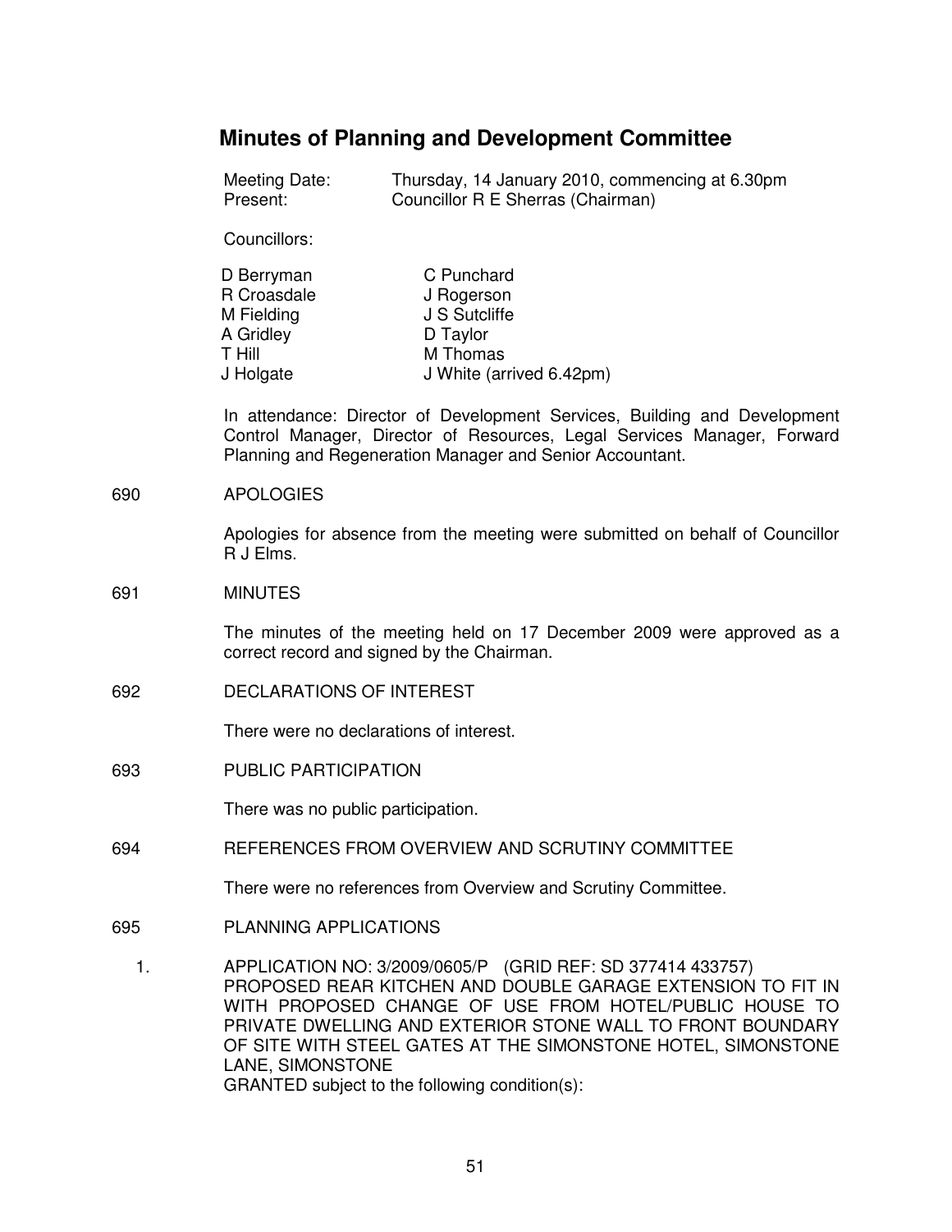# Minutes of Planning and Development Committee

Meeting Date: Thursday, 14 January 2010, commencing at 6.30pm
Present: Councillor R E Sherras (Chairman)

Councillors:

| | |
|---|---|
| D Berryman | C Punchard |
| R Croasdale | J Rogerson |
| M Fielding | J S Sutcliffe |
| A Gridley | D Taylor |
| T Hill | M Thomas |
| J Holgate | J White (arrived 6.42pm) |

In attendance: Director of Development Services, Building and Development Control Manager, Director of Resources, Legal Services Manager, Forward Planning and Regeneration Manager and Senior Accountant.

690 APOLOGIES

Apologies for absence from the meeting were submitted on behalf of Councillor R J Elms.

691 MINUTES

The minutes of the meeting held on 17 December 2009 were approved as a correct record and signed by the Chairman.

692 DECLARATIONS OF INTEREST

There were no declarations of interest.

693 PUBLIC PARTICIPATION

There was no public participation.

694 REFERENCES FROM OVERVIEW AND SCRUTINY COMMITTEE

There were no references from Overview and Scrutiny Committee.

695 PLANNING APPLICATIONS

1. APPLICATION NO: 3/2009/0605/P (GRID REF: SD 377414 433757)
PROPOSED REAR KITCHEN AND DOUBLE GARAGE EXTENSION TO FIT IN WITH PROPOSED CHANGE OF USE FROM HOTEL/PUBLIC HOUSE TO PRIVATE DWELLING AND EXTERIOR STONE WALL TO FRONT BOUNDARY OF SITE WITH STEEL GATES AT THE SIMONSTONE HOTEL, SIMONSTONE LANE, SIMONSTONE
GRANTED subject to the following condition(s):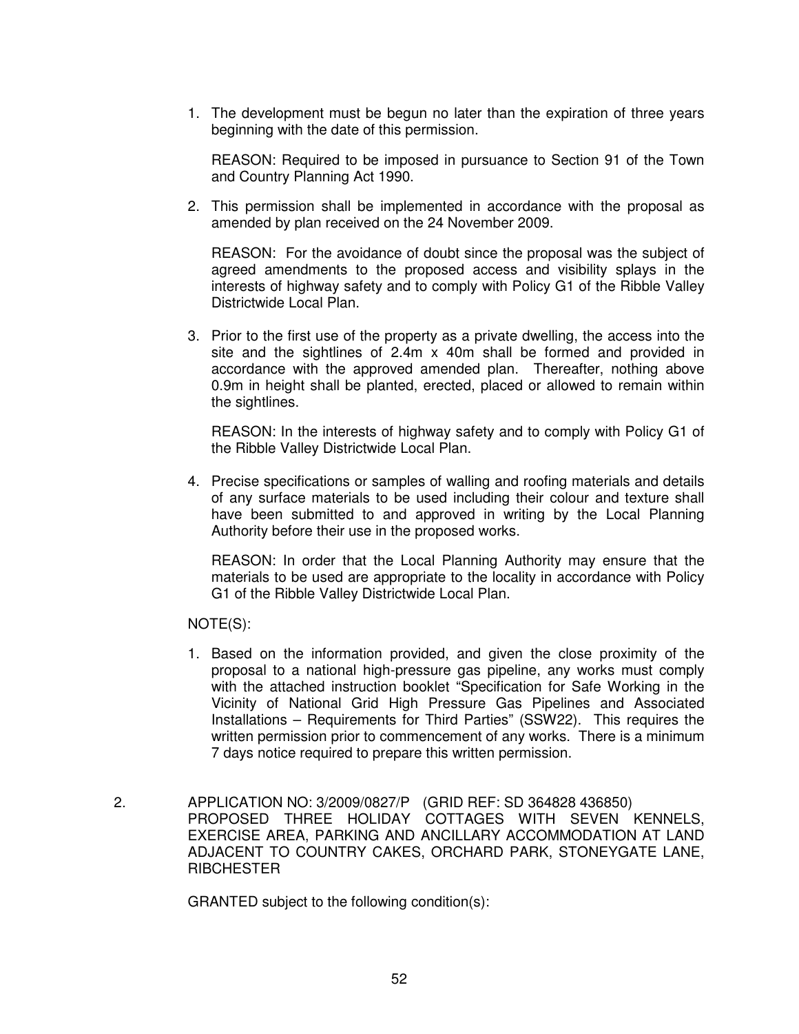1. The development must be begun no later than the expiration of three years beginning with the date of this permission.

   REASON: Required to be imposed in pursuance to Section 91 of the Town and Country Planning Act 1990.

2. This permission shall be implemented in accordance with the proposal as amended by plan received on the 24 November 2009.

   REASON: For the avoidance of doubt since the proposal was the subject of agreed amendments to the proposed access and visibility splays in the interests of highway safety and to comply with Policy G1 of the Ribble Valley Districtwide Local Plan.

3. Prior to the first use of the property as a private dwelling, the access into the site and the sightlines of 2.4m x 40m shall be formed and provided in accordance with the approved amended plan. Thereafter, nothing above 0.9m in height shall be planted, erected, placed or allowed to remain within the sightlines.

   REASON: In the interests of highway safety and to comply with Policy G1 of the Ribble Valley Districtwide Local Plan.

4. Precise specifications or samples of walling and roofing materials and details of any surface materials to be used including their colour and texture shall have been submitted to and approved in writing by the Local Planning Authority before their use in the proposed works.

   REASON: In order that the Local Planning Authority may ensure that the materials to be used are appropriate to the locality in accordance with Policy G1 of the Ribble Valley Districtwide Local Plan.

NOTE(S):

1. Based on the information provided, and given the close proximity of the proposal to a national high-pressure gas pipeline, any works must comply with the attached instruction booklet "Specification for Safe Working in the Vicinity of National Grid High Pressure Gas Pipelines and Associated Installations – Requirements for Third Parties" (SSW22). This requires the written permission prior to commencement of any works. There is a minimum 7 days notice required to prepare this written permission.

2. APPLICATION NO: 3/2009/0827/P (GRID REF: SD 364828 436850)
PROPOSED THREE HOLIDAY COTTAGES WITH SEVEN KENNELS, EXERCISE AREA, PARKING AND ANCILLARY ACCOMMODATION AT LAND ADJACENT TO COUNTRY CAKES, ORCHARD PARK, STONEYGATE LANE, RIBCHESTER

GRANTED subject to the following condition(s):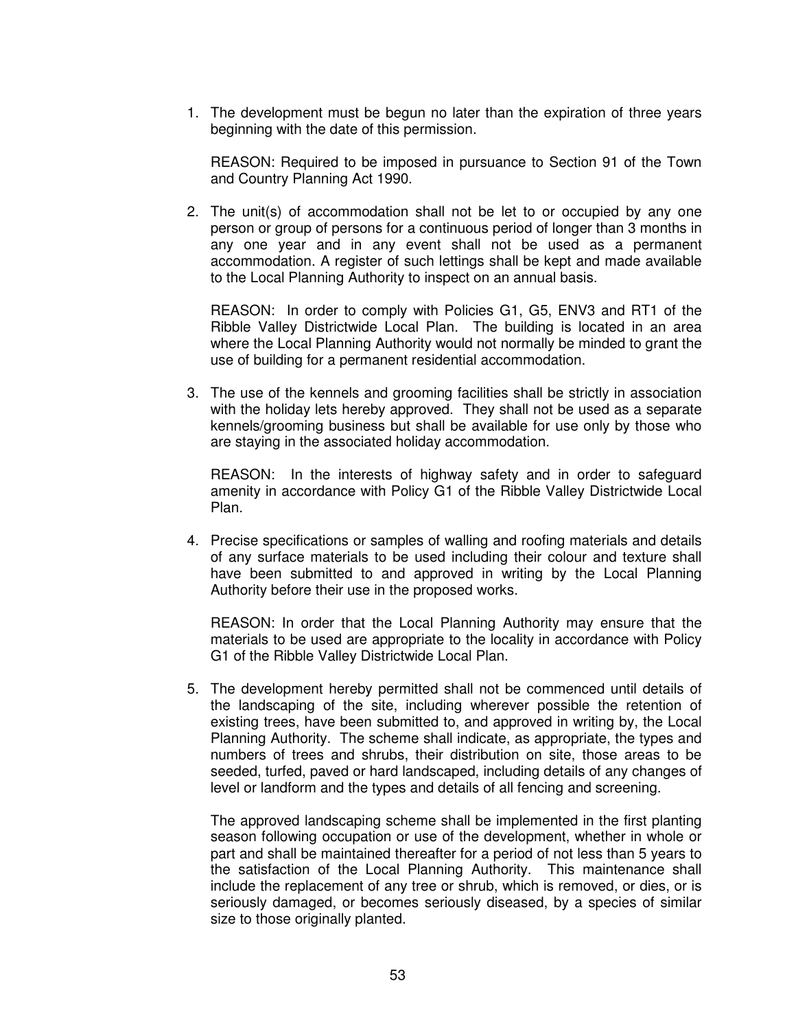1. The development must be begun no later than the expiration of three years beginning with the date of this permission.

   REASON: Required to be imposed in pursuance to Section 91 of the Town and Country Planning Act 1990.

2. The unit(s) of accommodation shall not be let to or occupied by any one person or group of persons for a continuous period of longer than 3 months in any one year and in any event shall not be used as a permanent accommodation. A register of such lettings shall be kept and made available to the Local Planning Authority to inspect on an annual basis.

   REASON: In order to comply with Policies G1, G5, ENV3 and RT1 of the Ribble Valley Districtwide Local Plan. The building is located in an area where the Local Planning Authority would not normally be minded to grant the use of building for a permanent residential accommodation.

3. The use of the kennels and grooming facilities shall be strictly in association with the holiday lets hereby approved. They shall not be used as a separate kennels/grooming business but shall be available for use only by those who are staying in the associated holiday accommodation.

   REASON: In the interests of highway safety and in order to safeguard amenity in accordance with Policy G1 of the Ribble Valley Districtwide Local Plan.

4. Precise specifications or samples of walling and roofing materials and details of any surface materials to be used including their colour and texture shall have been submitted to and approved in writing by the Local Planning Authority before their use in the proposed works.

   REASON: In order that the Local Planning Authority may ensure that the materials to be used are appropriate to the locality in accordance with Policy G1 of the Ribble Valley Districtwide Local Plan.

5. The development hereby permitted shall not be commenced until details of the landscaping of the site, including wherever possible the retention of existing trees, have been submitted to, and approved in writing by, the Local Planning Authority. The scheme shall indicate, as appropriate, the types and numbers of trees and shrubs, their distribution on site, those areas to be seeded, turfed, paved or hard landscaped, including details of any changes of level or landform and the types and details of all fencing and screening.

   The approved landscaping scheme shall be implemented in the first planting season following occupation or use of the development, whether in whole or part and shall be maintained thereafter for a period of not less than 5 years to the satisfaction of the Local Planning Authority. This maintenance shall include the replacement of any tree or shrub, which is removed, or dies, or is seriously damaged, or becomes seriously diseased, by a species of similar size to those originally planted.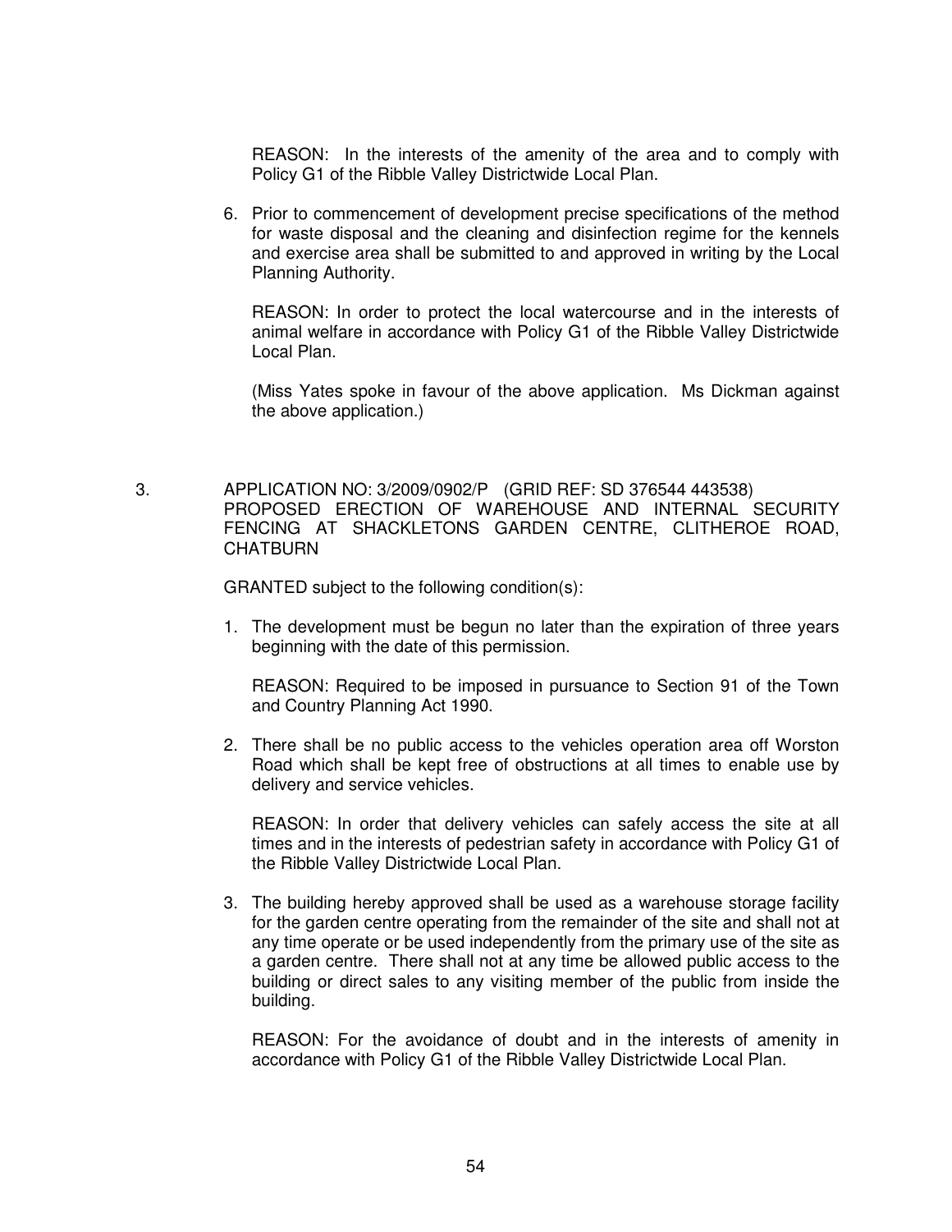REASON: In the interests of the amenity of the area and to comply with Policy G1 of the Ribble Valley Districtwide Local Plan.

6. Prior to commencement of development precise specifications of the method for waste disposal and the cleaning and disinfection regime for the kennels and exercise area shall be submitted to and approved in writing by the Local Planning Authority.

   REASON: In order to protect the local watercourse and in the interests of animal welfare in accordance with Policy G1 of the Ribble Valley Districtwide Local Plan.

   (Miss Yates spoke in favour of the above application. Ms Dickman against the above application.)

3. APPLICATION NO: 3/2009/0902/P (GRID REF: SD 376544 443538)
   PROPOSED ERECTION OF WAREHOUSE AND INTERNAL SECURITY FENCING AT SHACKLETONS GARDEN CENTRE, CLITHEROE ROAD, CHATBURN

   GRANTED subject to the following condition(s):

   1. The development must be begun no later than the expiration of three years beginning with the date of this permission.

      REASON: Required to be imposed in pursuance to Section 91 of the Town and Country Planning Act 1990.

   2. There shall be no public access to the vehicles operation area off Worston Road which shall be kept free of obstructions at all times to enable use by delivery and service vehicles.

      REASON: In order that delivery vehicles can safely access the site at all times and in the interests of pedestrian safety in accordance with Policy G1 of the Ribble Valley Districtwide Local Plan.

   3. The building hereby approved shall be used as a warehouse storage facility for the garden centre operating from the remainder of the site and shall not at any time operate or be used independently from the primary use of the site as a garden centre. There shall not at any time be allowed public access to the building or direct sales to any visiting member of the public from inside the building.

      REASON: For the avoidance of doubt and in the interests of amenity in accordance with Policy G1 of the Ribble Valley Districtwide Local Plan.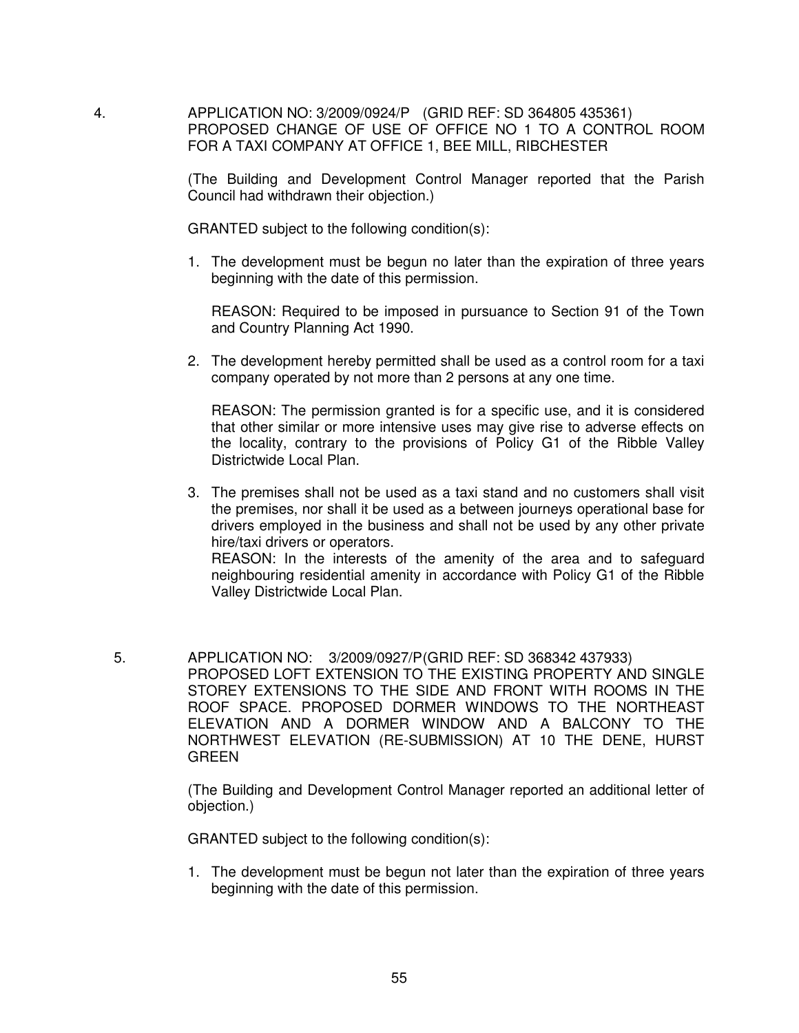4. APPLICATION NO: 3/2009/0924/P (GRID REF: SD 364805 435361)
PROPOSED CHANGE OF USE OF OFFICE NO 1 TO A CONTROL ROOM FOR A TAXI COMPANY AT OFFICE 1, BEE MILL, RIBCHESTER

(The Building and Development Control Manager reported that the Parish Council had withdrawn their objection.)

GRANTED subject to the following condition(s):

1. The development must be begun no later than the expiration of three years beginning with the date of this permission.

   REASON: Required to be imposed in pursuance to Section 91 of the Town and Country Planning Act 1990.

2. The development hereby permitted shall be used as a control room for a taxi company operated by not more than 2 persons at any one time.

   REASON: The permission granted is for a specific use, and it is considered that other similar or more intensive uses may give rise to adverse effects on the locality, contrary to the provisions of Policy G1 of the Ribble Valley Districtwide Local Plan.

3. The premises shall not be used as a taxi stand and no customers shall visit the premises, nor shall it be used as a between journeys operational base for drivers employed in the business and shall not be used by any other private hire/taxi drivers or operators.
   REASON: In the interests of the amenity of the area and to safeguard neighbouring residential amenity in accordance with Policy G1 of the Ribble Valley Districtwide Local Plan.

5. APPLICATION NO: 3/2009/0927/P(GRID REF: SD 368342 437933)
PROPOSED LOFT EXTENSION TO THE EXISTING PROPERTY AND SINGLE STOREY EXTENSIONS TO THE SIDE AND FRONT WITH ROOMS IN THE ROOF SPACE. PROPOSED DORMER WINDOWS TO THE NORTHEAST ELEVATION AND A DORMER WINDOW AND A BALCONY TO THE NORTHWEST ELEVATION (RE-SUBMISSION) AT 10 THE DENE, HURST GREEN

(The Building and Development Control Manager reported an additional letter of objection.)

GRANTED subject to the following condition(s):

1. The development must be begun not later than the expiration of three years beginning with the date of this permission.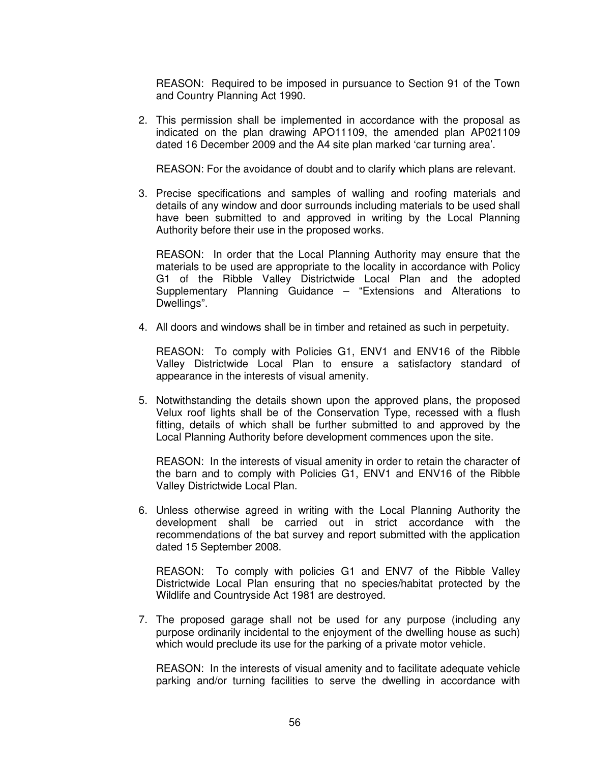REASON: Required to be imposed in pursuance to Section 91 of the Town and Country Planning Act 1990.

2. This permission shall be implemented in accordance with the proposal as indicated on the plan drawing APO11109, the amended plan AP021109 dated 16 December 2009 and the A4 site plan marked 'car turning area'.

   REASON: For the avoidance of doubt and to clarify which plans are relevant.

3. Precise specifications and samples of walling and roofing materials and details of any window and door surrounds including materials to be used shall have been submitted to and approved in writing by the Local Planning Authority before their use in the proposed works.

   REASON: In order that the Local Planning Authority may ensure that the materials to be used are appropriate to the locality in accordance with Policy G1 of the Ribble Valley Districtwide Local Plan and the adopted Supplementary Planning Guidance – "Extensions and Alterations to Dwellings".

4. All doors and windows shall be in timber and retained as such in perpetuity.

   REASON: To comply with Policies G1, ENV1 and ENV16 of the Ribble Valley Districtwide Local Plan to ensure a satisfactory standard of appearance in the interests of visual amenity.

5. Notwithstanding the details shown upon the approved plans, the proposed Velux roof lights shall be of the Conservation Type, recessed with a flush fitting, details of which shall be further submitted to and approved by the Local Planning Authority before development commences upon the site.

   REASON: In the interests of visual amenity in order to retain the character of the barn and to comply with Policies G1, ENV1 and ENV16 of the Ribble Valley Districtwide Local Plan.

6. Unless otherwise agreed in writing with the Local Planning Authority the development shall be carried out in strict accordance with the recommendations of the bat survey and report submitted with the application dated 15 September 2008.

   REASON: To comply with policies G1 and ENV7 of the Ribble Valley Districtwide Local Plan ensuring that no species/habitat protected by the Wildlife and Countryside Act 1981 are destroyed.

7. The proposed garage shall not be used for any purpose (including any purpose ordinarily incidental to the enjoyment of the dwelling house as such) which would preclude its use for the parking of a private motor vehicle.

   REASON: In the interests of visual amenity and to facilitate adequate vehicle parking and/or turning facilities to serve the dwelling in accordance with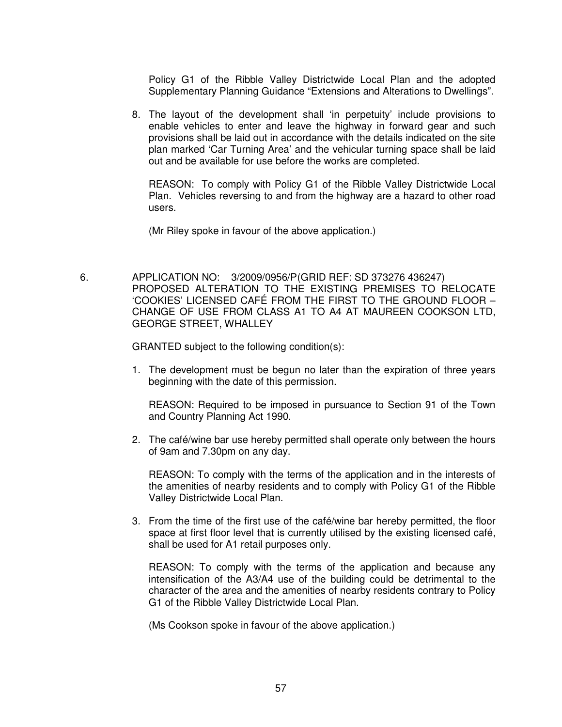Policy G1 of the Ribble Valley Districtwide Local Plan and the adopted Supplementary Planning Guidance "Extensions and Alterations to Dwellings".

8. The layout of the development shall 'in perpetuity' include provisions to enable vehicles to enter and leave the highway in forward gear and such provisions shall be laid out in accordance with the details indicated on the site plan marked 'Car Turning Area' and the vehicular turning space shall be laid out and be available for use before the works are completed.

   REASON: To comply with Policy G1 of the Ribble Valley Districtwide Local Plan. Vehicles reversing to and from the highway are a hazard to other road users.

   (Mr Riley spoke in favour of the above application.)

6. APPLICATION NO: 3/2009/0956/P(GRID REF: SD 373276 436247) PROPOSED ALTERATION TO THE EXISTING PREMISES TO RELOCATE 'COOKIES' LICENSED CAFÉ FROM THE FIRST TO THE GROUND FLOOR – CHANGE OF USE FROM CLASS A1 TO A4 AT MAUREEN COOKSON LTD, GEORGE STREET, WHALLEY

   GRANTED subject to the following condition(s):

   1. The development must be begun no later than the expiration of three years beginning with the date of this permission.

      REASON: Required to be imposed in pursuance to Section 91 of the Town and Country Planning Act 1990.

   2. The café/wine bar use hereby permitted shall operate only between the hours of 9am and 7.30pm on any day.

      REASON: To comply with the terms of the application and in the interests of the amenities of nearby residents and to comply with Policy G1 of the Ribble Valley Districtwide Local Plan.

   3. From the time of the first use of the café/wine bar hereby permitted, the floor space at first floor level that is currently utilised by the existing licensed café, shall be used for A1 retail purposes only.

      REASON: To comply with the terms of the application and because any intensification of the A3/A4 use of the building could be detrimental to the character of the area and the amenities of nearby residents contrary to Policy G1 of the Ribble Valley Districtwide Local Plan.

      (Ms Cookson spoke in favour of the above application.)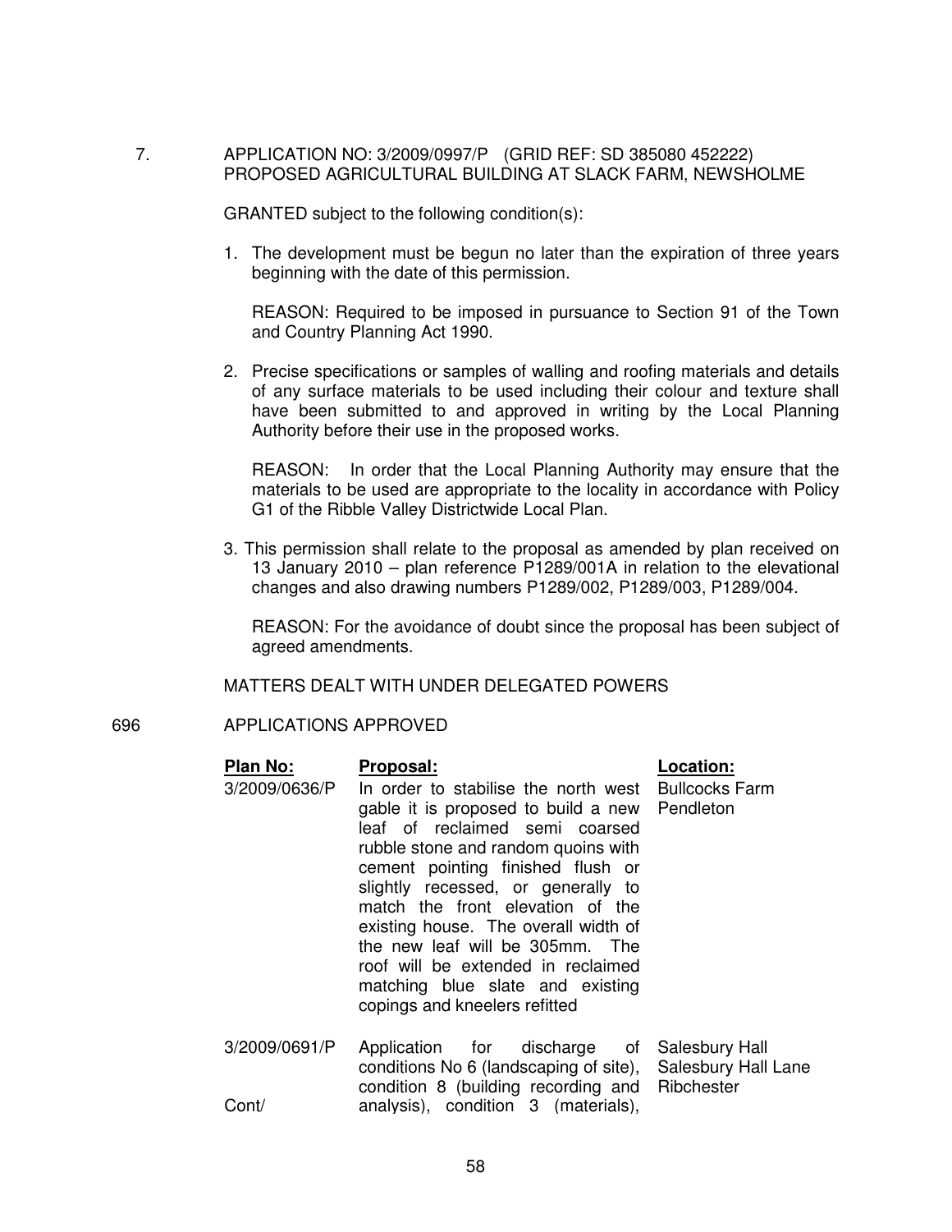7. APPLICATION NO: 3/2009/0997/P (GRID REF: SD 385080 452222)
PROPOSED AGRICULTURAL BUILDING AT SLACK FARM, NEWSHOLME

GRANTED subject to the following condition(s):

1. The development must be begun no later than the expiration of three years beginning with the date of this permission.

   REASON: Required to be imposed in pursuance to Section 91 of the Town and Country Planning Act 1990.

2. Precise specifications or samples of walling and roofing materials and details of any surface materials to be used including their colour and texture shall have been submitted to and approved in writing by the Local Planning Authority before their use in the proposed works.

   REASON: In order that the Local Planning Authority may ensure that the materials to be used are appropriate to the locality in accordance with Policy G1 of the Ribble Valley Districtwide Local Plan.

3. This permission shall relate to the proposal as amended by plan received on 13 January 2010 – plan reference P1289/001A in relation to the elevational changes and also drawing numbers P1289/002, P1289/003, P1289/004.

   REASON: For the avoidance of doubt since the proposal has been subject of agreed amendments.

MATTERS DEALT WITH UNDER DELEGATED POWERS

696 APPLICATIONS APPROVED

| **Plan No:** | **Proposal:** | **Location:** |
|---|---|---|
| 3/2009/0636/P | In order to stabilise the north west gable it is proposed to build a new leaf of reclaimed semi coarsed rubble stone and random quoins with cement pointing finished flush or slightly recessed, or generally to match the front elevation of the existing house. The overall width of the new leaf will be 305mm. The roof will be extended in reclaimed matching blue slate and existing copings and kneelers refitted | Bullcocks Farm Pendleton |
| 3/2009/0691/P Cont/ | Application for discharge of conditions No 6 (landscaping of site), condition 8 (building recording and analysis), condition 3 (materials), | Salesbury Hall Salesbury Hall Lane Ribchester |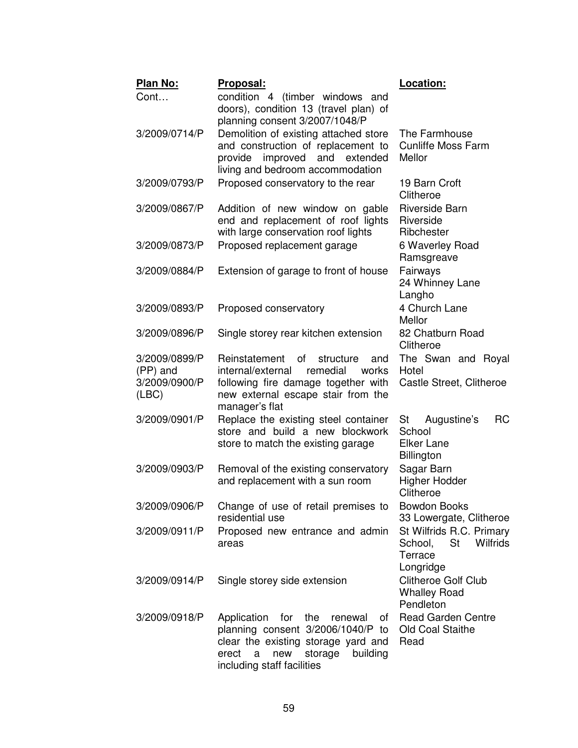| Plan No: | Proposal: | Location: |
|---|---|---|
| Cont… | condition 4 (timber windows and doors), condition 13 (travel plan) of planning consent 3/2007/1048/P | |
| 3/2009/0714/P | Demolition of existing attached store and construction of replacement to provide improved and extended living and bedroom accommodation | The Farmhouse Cunliffe Moss Farm Mellor |
| 3/2009/0793/P | Proposed conservatory to the rear | 19 Barn Croft Clitheroe |
| 3/2009/0867/P | Addition of new window on gable end and replacement of roof lights with large conservation roof lights | Riverside Barn Riverside Ribchester |
| 3/2009/0873/P | Proposed replacement garage | 6 Waverley Road Ramsgreave |
| 3/2009/0884/P | Extension of garage to front of house | Fairways 24 Whinney Lane Langho |
| 3/2009/0893/P | Proposed conservatory | 4 Church Lane Mellor |
| 3/2009/0896/P | Single storey rear kitchen extension | 82 Chatburn Road Clitheroe |
| 3/2009/0899/P (PP) and 3/2009/0900/P (LBC) | Reinstatement of structure and internal/external remedial works following fire damage together with new external escape stair from the manager's flat | The Swan and Royal Hotel Castle Street, Clitheroe |
| 3/2009/0901/P | Replace the existing steel container store and build a new blockwork store to match the existing garage | St Augustine's RC School Elker Lane Billington |
| 3/2009/0903/P | Removal of the existing conservatory and replacement with a sun room | Sagar Barn Higher Hodder Clitheroe |
| 3/2009/0906/P | Change of use of retail premises to residential use | Bowdon Books 33 Lowergate, Clitheroe |
| 3/2009/0911/P | Proposed new entrance and admin areas | St Wilfrids R.C. Primary School, St Wilfrids Terrace Longridge |
| 3/2009/0914/P | Single storey side extension | Clitheroe Golf Club Whalley Road Pendleton |
| 3/2009/0918/P | Application for the renewal of planning consent 3/2006/1040/P to clear the existing storage yard and erect a new storage building including staff facilities | Read Garden Centre Old Coal Staithe Read |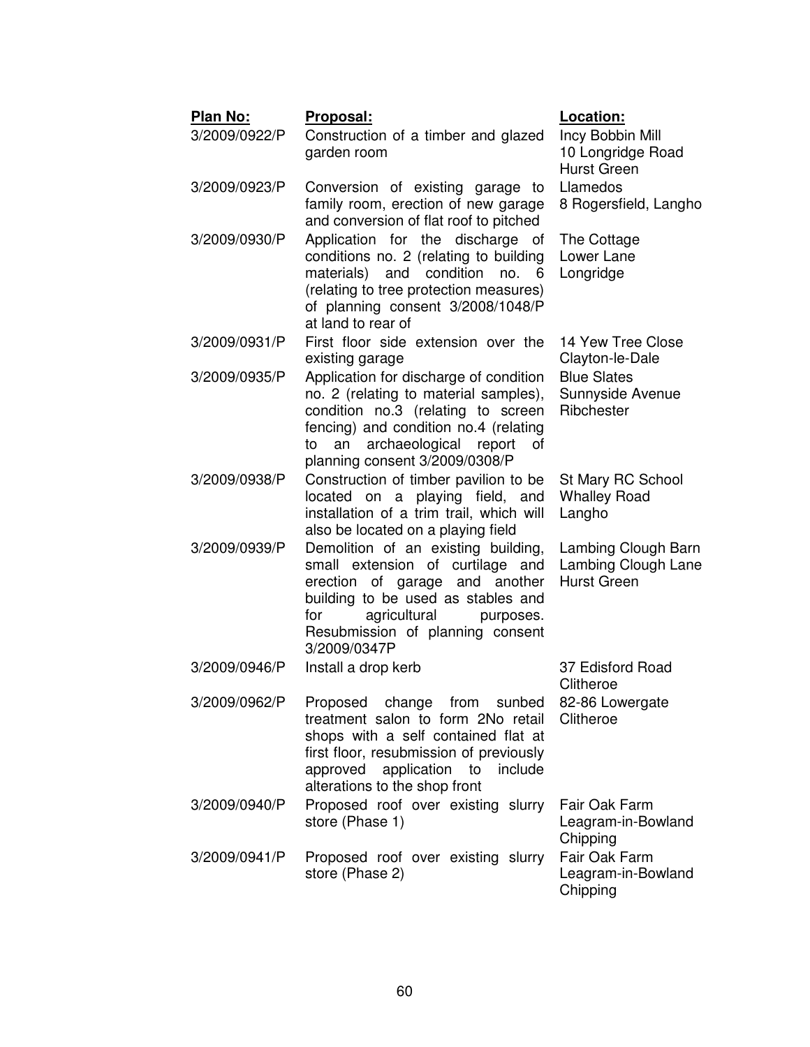| Plan No: | Proposal: | Location: |
|---|---|---|
| 3/2009/0922/P | Construction of a timber and glazed garden room | Incy Bobbin Mill 10 Longridge Road Hurst Green |
| 3/2009/0923/P | Conversion of existing garage to family room, erection of new garage and conversion of flat roof to pitched | Llamedos 8 Rogersfield, Langho |
| 3/2009/0930/P | Application for the discharge of conditions no. 2 (relating to building materials) and condition no. 6 (relating to tree protection measures) of planning consent 3/2008/1048/P at land to rear of | The Cottage Lower Lane Longridge |
| 3/2009/0931/P | First floor side extension over the existing garage | 14 Yew Tree Close Clayton-le-Dale |
| 3/2009/0935/P | Application for discharge of condition no. 2 (relating to material samples), condition no.3 (relating to screen fencing) and condition no.4 (relating to an archaeological report of planning consent 3/2009/0308/P | Blue Slates Sunnyside Avenue Ribchester |
| 3/2009/0938/P | Construction of timber pavilion to be located on a playing field, and installation of a trim trail, which will also be located on a playing field | St Mary RC School Whalley Road Langho |
| 3/2009/0939/P | Demolition of an existing building, small extension of curtilage and erection of garage and another building to be used as stables and for agricultural purposes. Resubmission of planning consent 3/2009/0347P | Lambing Clough Barn Lambing Clough Lane Hurst Green |
| 3/2009/0946/P | Install a drop kerb | 37 Edisford Road Clitheroe |
| 3/2009/0962/P | Proposed change from sunbed treatment salon to form 2No retail shops with a self contained flat at first floor, resubmission of previously approved application to include alterations to the shop front | 82-86 Lowergate Clitheroe |
| 3/2009/0940/P | Proposed roof over existing slurry store (Phase 1) | Fair Oak Farm Leagram-in-Bowland Chipping |
| 3/2009/0941/P | Proposed roof over existing slurry store (Phase 2) | Fair Oak Farm Leagram-in-Bowland Chipping |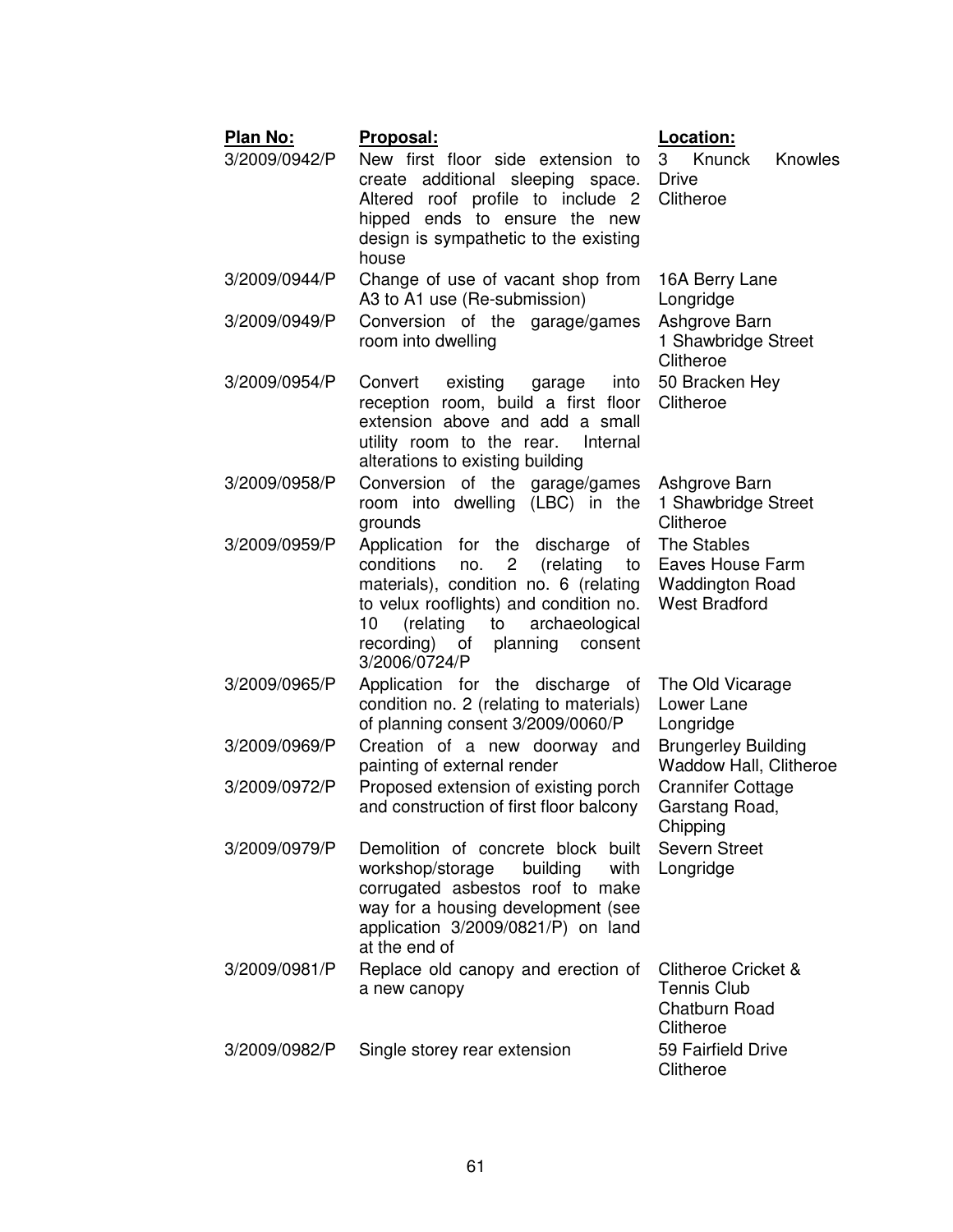| Plan No: | Proposal: | Location: |
|---|---|---|
| 3/2009/0942/P | New first floor side extension to create additional sleeping space. Altered roof profile to include 2 hipped ends to ensure the new design is sympathetic to the existing house | 3 Knunck Knowles Drive Clitheroe |
| 3/2009/0944/P | Change of use of vacant shop from A3 to A1 use (Re-submission) | 16A Berry Lane Longridge |
| 3/2009/0949/P | Conversion of the garage/games room into dwelling | Ashgrove Barn 1 Shawbridge Street Clitheroe |
| 3/2009/0954/P | Convert existing garage into reception room, build a first floor extension above and add a small utility room to the rear. Internal alterations to existing building | 50 Bracken Hey Clitheroe |
| 3/2009/0958/P | Conversion of the garage/games room into dwelling (LBC) in the grounds | Ashgrove Barn 1 Shawbridge Street Clitheroe |
| 3/2009/0959/P | Application for the discharge of conditions no. 2 (relating to materials), condition no. 6 (relating to velux rooflights) and condition no. 10 (relating to archaeological recording) of planning consent 3/2006/0724/P | The Stables Eaves House Farm Waddington Road West Bradford |
| 3/2009/0965/P | Application for the discharge of condition no. 2 (relating to materials) of planning consent 3/2009/0060/P | The Old Vicarage Lower Lane Longridge |
| 3/2009/0969/P | Creation of a new doorway and painting of external render | Brungerley Building Waddow Hall, Clitheroe |
| 3/2009/0972/P | Proposed extension of existing porch and construction of first floor balcony | Crannifer Cottage Garstang Road, Chipping |
| 3/2009/0979/P | Demolition of concrete block built workshop/storage building with corrugated asbestos roof to make way for a housing development (see application 3/2009/0821/P) on land at the end of | Severn Street Longridge |
| 3/2009/0981/P | Replace old canopy and erection of a new canopy | Clitheroe Cricket & Tennis Club Chatburn Road Clitheroe |
| 3/2009/0982/P | Single storey rear extension | 59 Fairfield Drive Clitheroe |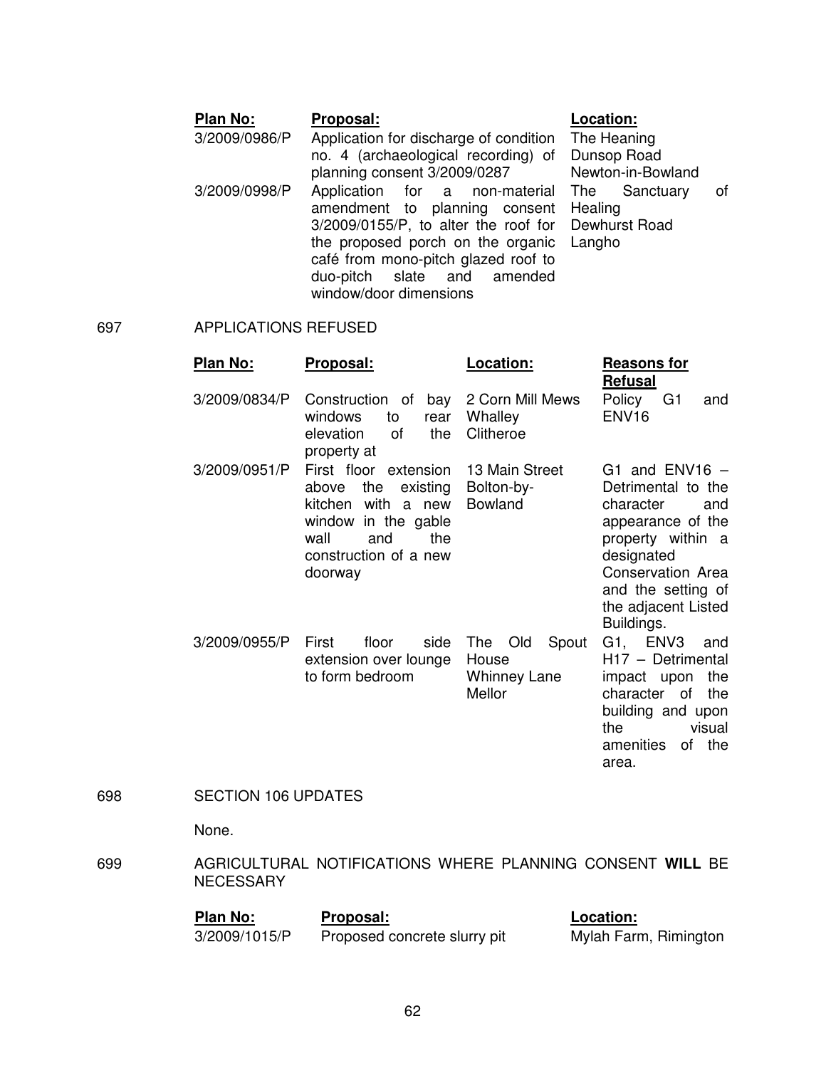| Plan No: | Proposal: | Location: |
|---|---|---|
| 3/2009/0986/P | Application for discharge of condition no. 4 (archaeological recording) of planning consent 3/2009/0287 | The Heaning Dunsop Road Newton-in-Bowland |
| 3/2009/0998/P | Application for a non-material amendment to planning consent 3/2009/0155/P, to alter the roof for the proposed porch on the organic café from mono-pitch glazed roof to duo-pitch slate and amended window/door dimensions | The Sanctuary of Healing Dewhurst Road Langho |

697 APPLICATIONS REFUSED

| Plan No: | Proposal: | Location: | Reasons for Refusal |
|---|---|---|---|
| 3/2009/0834/P | Construction of bay windows to rear elevation of the property at | 2 Corn Mill Mews Whalley Clitheroe | Policy G1 and ENV16 |
| 3/2009/0951/P | First floor extension above the existing kitchen with a new window in the gable wall and the construction of a new doorway | 13 Main Street Bolton-by-Bowland | G1 and ENV16 – Detrimental to the character and appearance of the property within a designated Conservation Area and the setting of the adjacent Listed Buildings. |
| 3/2009/0955/P | First floor side extension over lounge to form bedroom | The Old Spout House Whinney Lane Mellor | G1, ENV3 and H17 – Detrimental impact upon the character of the building and upon the visual amenities of the area. |

698 SECTION 106 UPDATES

None.

699 AGRICULTURAL NOTIFICATIONS WHERE PLANNING CONSENT **WILL** BE NECESSARY

| Plan No: | Proposal: | Location: |
|---|---|---|
| 3/2009/1015/P | Proposed concrete slurry pit | Mylah Farm, Rimington |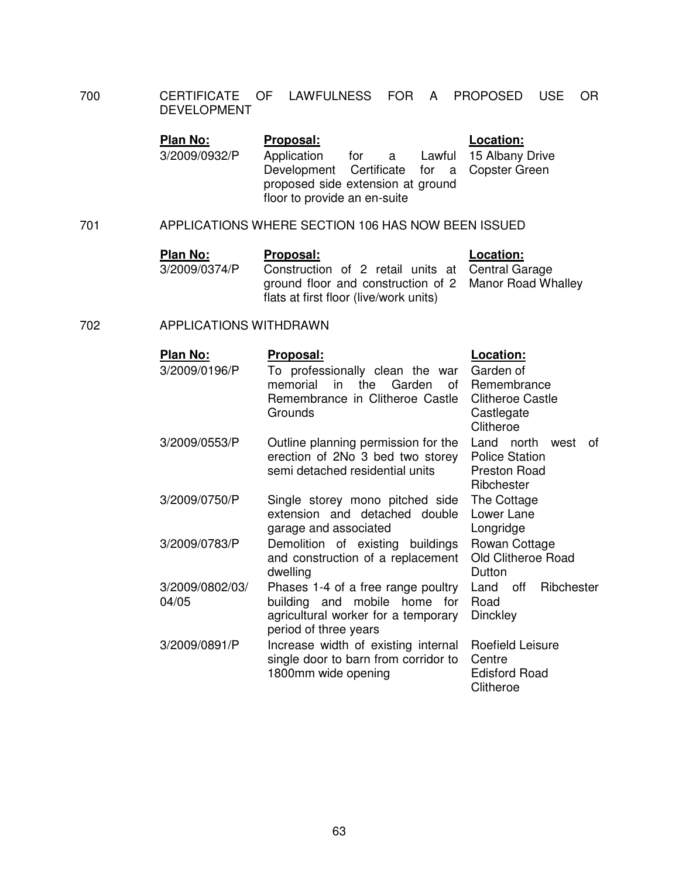700 CERTIFICATE OF LAWFULNESS FOR A PROPOSED USE OR DEVELOPMENT

| Plan No: | Proposal: | Location: |
|---|---|---|
| 3/2009/0932/P | Application for a Lawful Development Certificate for a proposed side extension at ground floor to provide an en-suite | 15 Albany Drive Copster Green |

701 APPLICATIONS WHERE SECTION 106 HAS NOW BEEN ISSUED

| Plan No: | Proposal: | Location: |
|---|---|---|
| 3/2009/0374/P | Construction of 2 retail units at ground floor and construction of 2 flats at first floor (live/work units) | Central Garage Manor Road Whalley |

702 APPLICATIONS WITHDRAWN

| Plan No: | Proposal: | Location: |
|---|---|---|
| 3/2009/0196/P | To professionally clean the war memorial in the Garden of Remembrance in Clitheroe Castle Grounds | Garden of Remembrance Clitheroe Castle Castlegate Clitheroe |
| 3/2009/0553/P | Outline planning permission for the erection of 2No 3 bed two storey semi detached residential units | Land north west of Police Station Preston Road Ribchester |
| 3/2009/0750/P | Single storey mono pitched side extension and detached double garage and associated | The Cottage Lower Lane Longridge |
| 3/2009/0783/P | Demolition of existing buildings and construction of a replacement dwelling | Rowan Cottage Old Clitheroe Road Dutton |
| 3/2009/0802/03/04/05 | Phases 1-4 of a free range poultry building and mobile home for agricultural worker for a temporary period of three years | Land off Ribchester Road Dinckley |
| 3/2009/0891/P | Increase width of existing internal single door to barn from corridor to 1800mm wide opening | Roefield Leisure Centre Edisford Road Clitheroe |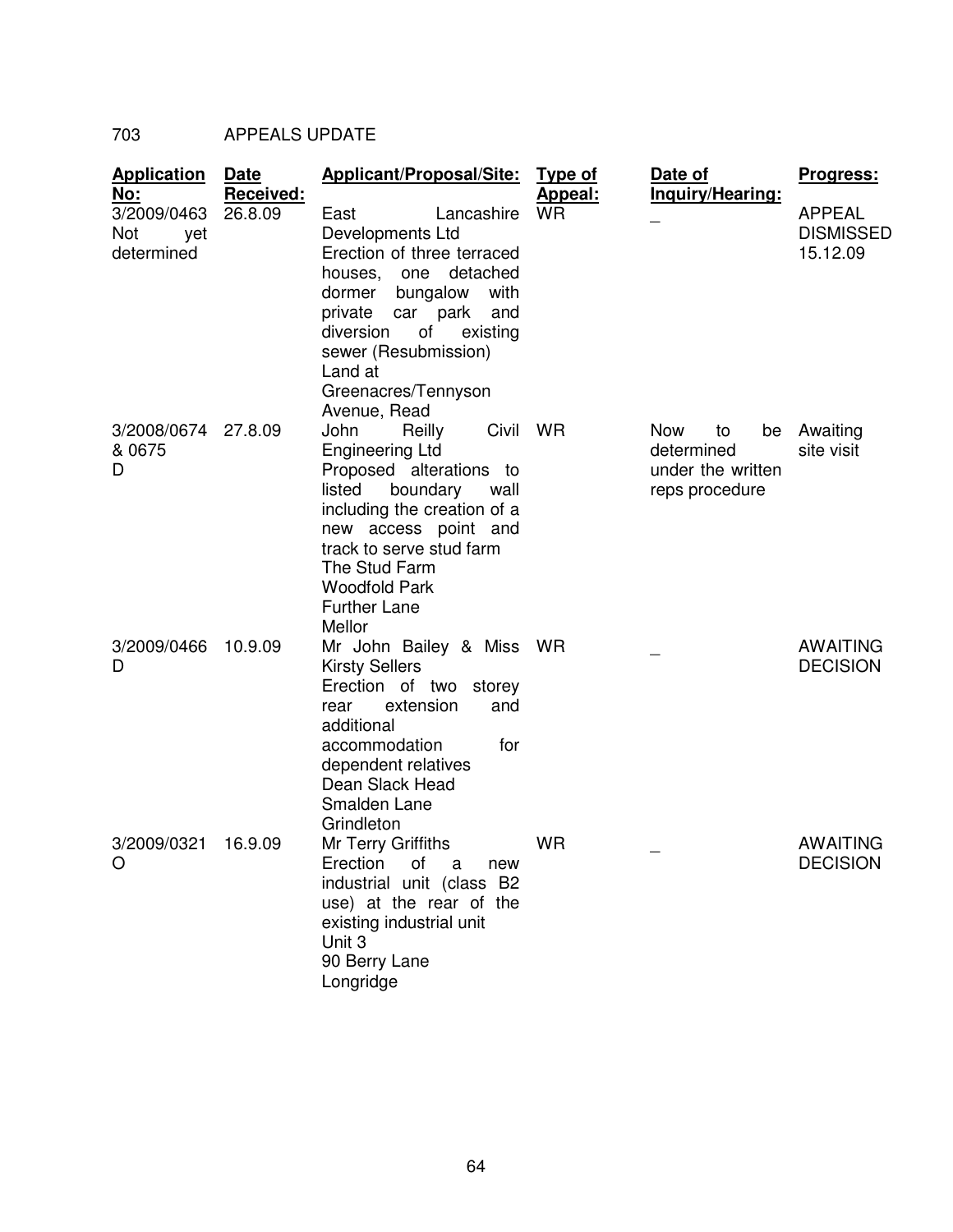703 APPEALS UPDATE

| Application No: | Date Received: | Applicant/Proposal/Site: | Type of Appeal: | Date of Inquiry/Hearing: | Progress: |
|---|---|---|---|---|---|
| 3/2009/0463 Not yet determined | 26.8.09 | East Lancashire Developments Ltd Erection of three terraced houses, one detached dormer bungalow with private car park and diversion of existing sewer (Resubmission) Land at Greenacres/Tennyson Avenue, Read | WR | _ | APPEAL DISMISSED 15.12.09 |
| 3/2008/0674 & 0675 D | 27.8.09 | John Reilly Civil Engineering Ltd Proposed alterations to listed boundary wall including the creation of a new access point and track to serve stud farm The Stud Farm Woodfold Park Further Lane Mellor | WR | Now to be determined under the written reps procedure | Awaiting site visit |
| 3/2009/0466 D | 10.9.09 | Mr John Bailey & Miss Kirsty Sellers Erection of two storey rear extension and additional accommodation for dependent relatives Dean Slack Head Smalden Lane Grindleton | WR | _ | AWAITING DECISION |
| 3/2009/0321 O | 16.9.09 | Mr Terry Griffiths Erection of a new industrial unit (class B2 use) at the rear of the existing industrial unit Unit 3 90 Berry Lane Longridge | WR | _ | AWAITING DECISION |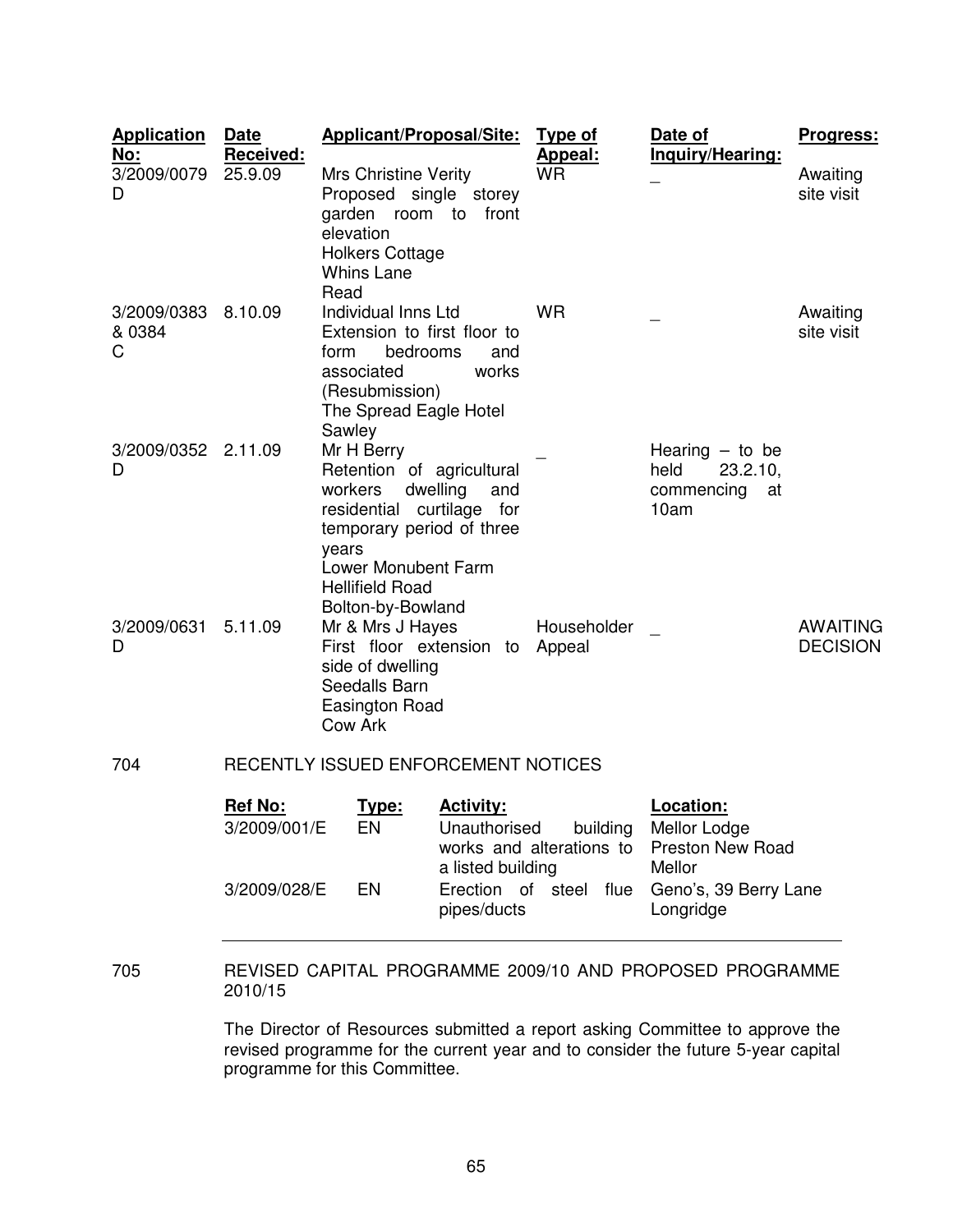| Application No: | Date Received: | Applicant/Proposal/Site: | Type of Appeal: | Date of Inquiry/Hearing: | Progress: |
|---|---|---|---|---|---|
| 3/2009/0079 D | 25.9.09 | Mrs Christine Verity Proposed single storey garden room to front elevation Holkers Cottage Whins Lane Read | WR | _ | Awaiting site visit |
| 3/2009/0383 & 0384 C | 8.10.09 | Individual Inns Ltd Extension to first floor to form bedrooms and associated works (Resubmission) The Spread Eagle Hotel Sawley | WR | _ | Awaiting site visit |
| 3/2009/0352 D | 2.11.09 | Mr H Berry Retention of agricultural workers dwelling and residential curtilage for temporary period of three years Lower Monubent Farm Hellifield Road Bolton-by-Bowland | _ | Hearing – to be held 23.2.10, commencing at 10am | |
| 3/2009/0631 D | 5.11.09 | Mr & Mrs J Hayes First floor extension to side of dwelling Seedalls Barn Easington Road Cow Ark | Householder Appeal | _ | AWAITING DECISION |

704 RECENTLY ISSUED ENFORCEMENT NOTICES

| Ref No: | Type: | Activity: | Location: |
|---|---|---|---|
| 3/2009/001/E | EN | Unauthorised building works and alterations to a listed building | Mellor Lodge Preston New Road Mellor |
| 3/2009/028/E | EN | Erection of steel flue pipes/ducts | Geno's, 39 Berry Lane Longridge |

705 REVISED CAPITAL PROGRAMME 2009/10 AND PROPOSED PROGRAMME 2010/15

The Director of Resources submitted a report asking Committee to approve the revised programme for the current year and to consider the future 5-year capital programme for this Committee.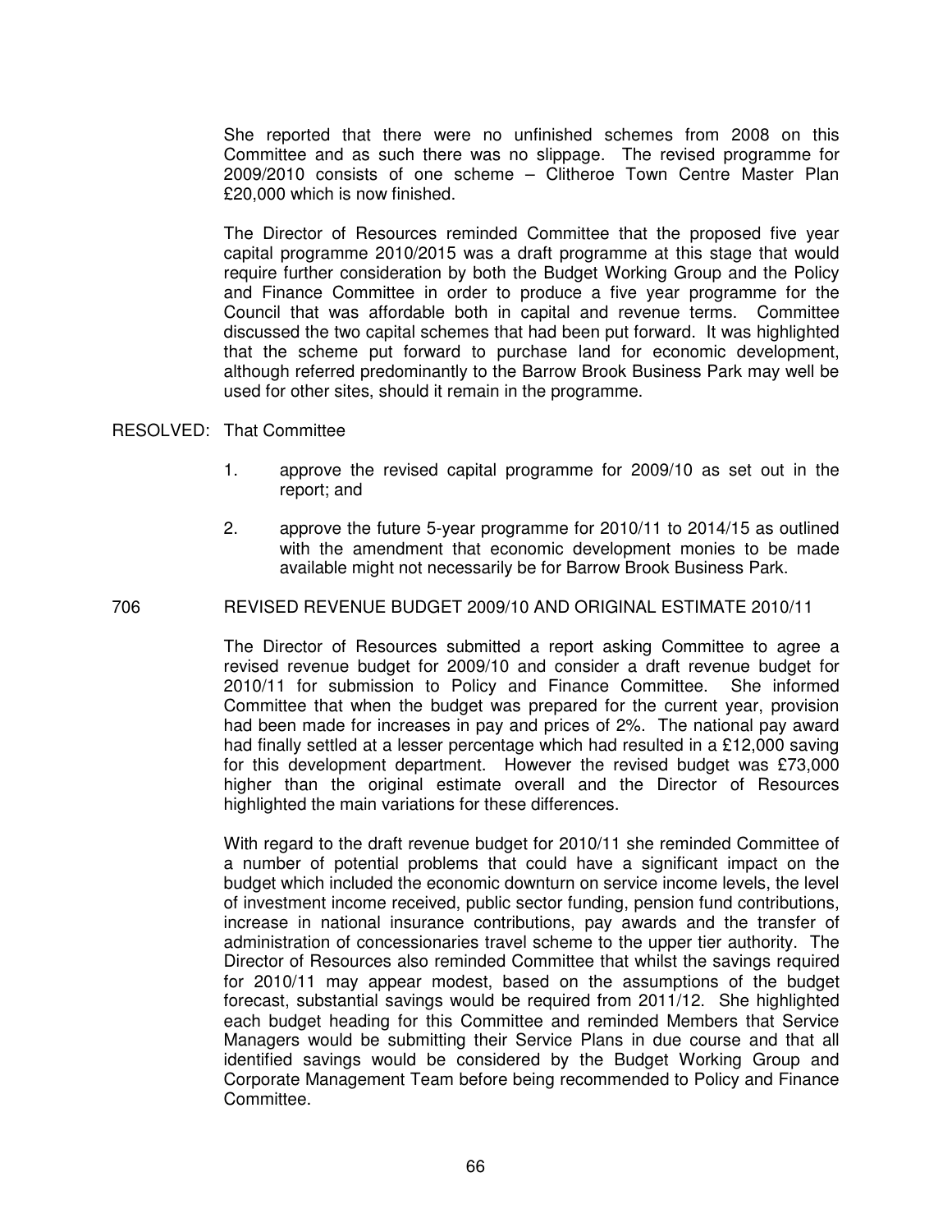She reported that there were no unfinished schemes from 2008 on this Committee and as such there was no slippage. The revised programme for 2009/2010 consists of one scheme – Clitheroe Town Centre Master Plan £20,000 which is now finished.

The Director of Resources reminded Committee that the proposed five year capital programme 2010/2015 was a draft programme at this stage that would require further consideration by both the Budget Working Group and the Policy and Finance Committee in order to produce a five year programme for the Council that was affordable both in capital and revenue terms. Committee discussed the two capital schemes that had been put forward. It was highlighted that the scheme put forward to purchase land for economic development, although referred predominantly to the Barrow Brook Business Park may well be used for other sites, should it remain in the programme.

RESOLVED: That Committee

1. approve the revised capital programme for 2009/10 as set out in the report; and
2. approve the future 5-year programme for 2010/11 to 2014/15 as outlined with the amendment that economic development monies to be made available might not necessarily be for Barrow Brook Business Park.

706 REVISED REVENUE BUDGET 2009/10 AND ORIGINAL ESTIMATE 2010/11

The Director of Resources submitted a report asking Committee to agree a revised revenue budget for 2009/10 and consider a draft revenue budget for 2010/11 for submission to Policy and Finance Committee. She informed Committee that when the budget was prepared for the current year, provision had been made for increases in pay and prices of 2%. The national pay award had finally settled at a lesser percentage which had resulted in a £12,000 saving for this development department. However the revised budget was £73,000 higher than the original estimate overall and the Director of Resources highlighted the main variations for these differences.

With regard to the draft revenue budget for 2010/11 she reminded Committee of a number of potential problems that could have a significant impact on the budget which included the economic downturn on service income levels, the level of investment income received, public sector funding, pension fund contributions, increase in national insurance contributions, pay awards and the transfer of administration of concessionaries travel scheme to the upper tier authority. The Director of Resources also reminded Committee that whilst the savings required for 2010/11 may appear modest, based on the assumptions of the budget forecast, substantial savings would be required from 2011/12. She highlighted each budget heading for this Committee and reminded Members that Service Managers would be submitting their Service Plans in due course and that all identified savings would be considered by the Budget Working Group and Corporate Management Team before being recommended to Policy and Finance Committee.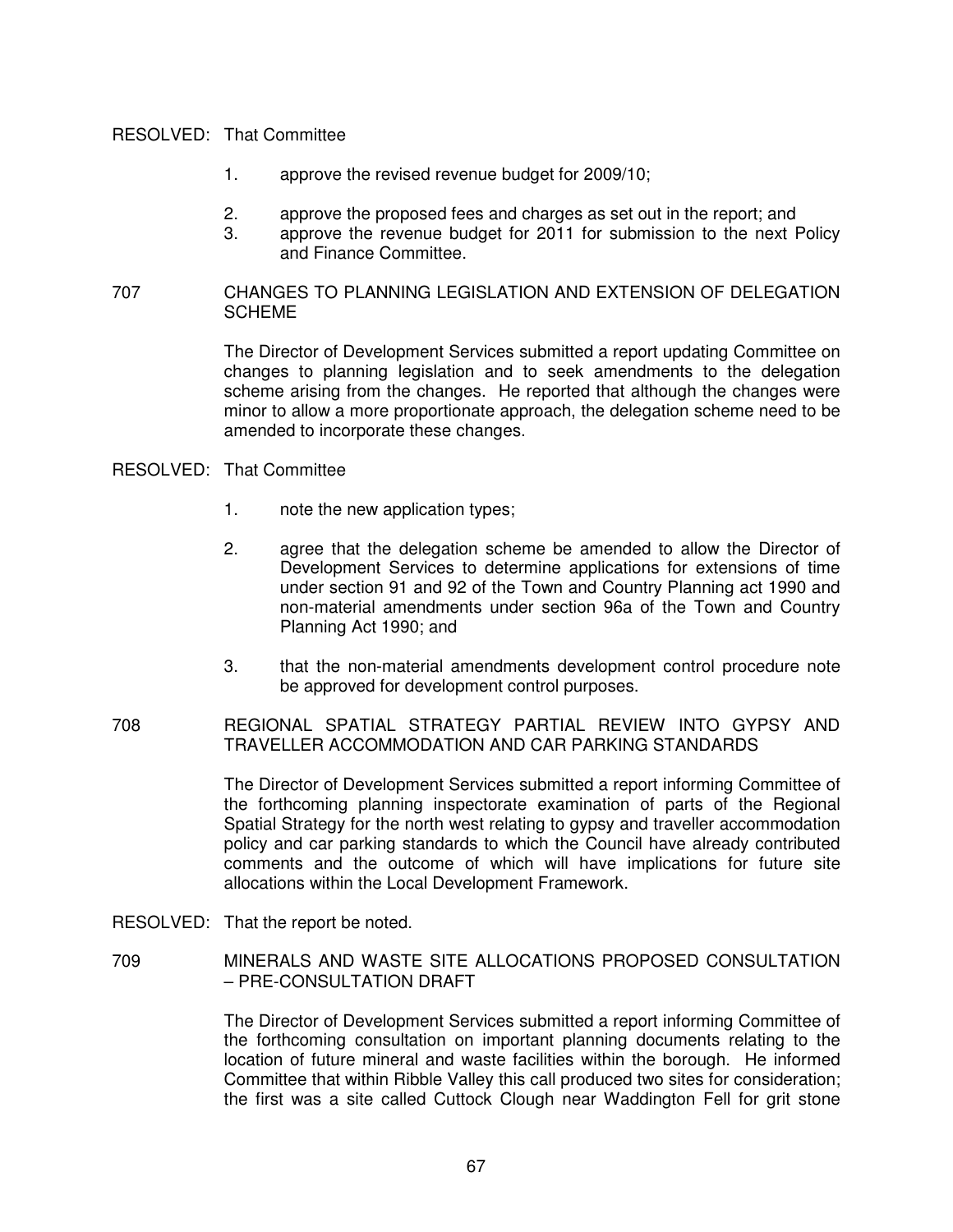RESOLVED: That Committee

1. approve the revised revenue budget for 2009/10;
2. approve the proposed fees and charges as set out in the report; and
3. approve the revenue budget for 2011 for submission to the next Policy and Finance Committee.

707 CHANGES TO PLANNING LEGISLATION AND EXTENSION OF DELEGATION SCHEME

The Director of Development Services submitted a report updating Committee on changes to planning legislation and to seek amendments to the delegation scheme arising from the changes. He reported that although the changes were minor to allow a more proportionate approach, the delegation scheme need to be amended to incorporate these changes.

RESOLVED: That Committee

1. note the new application types;
2. agree that the delegation scheme be amended to allow the Director of Development Services to determine applications for extensions of time under section 91 and 92 of the Town and Country Planning act 1990 and non-material amendments under section 96a of the Town and Country Planning Act 1990; and
3. that the non-material amendments development control procedure note be approved for development control purposes.

708 REGIONAL SPATIAL STRATEGY PARTIAL REVIEW INTO GYPSY AND TRAVELLER ACCOMMODATION AND CAR PARKING STANDARDS

The Director of Development Services submitted a report informing Committee of the forthcoming planning inspectorate examination of parts of the Regional Spatial Strategy for the north west relating to gypsy and traveller accommodation policy and car parking standards to which the Council have already contributed comments and the outcome of which will have implications for future site allocations within the Local Development Framework.

RESOLVED: That the report be noted.

709 MINERALS AND WASTE SITE ALLOCATIONS PROPOSED CONSULTATION – PRE-CONSULTATION DRAFT

The Director of Development Services submitted a report informing Committee of the forthcoming consultation on important planning documents relating to the location of future mineral and waste facilities within the borough. He informed Committee that within Ribble Valley this call produced two sites for consideration; the first was a site called Cuttock Clough near Waddington Fell for grit stone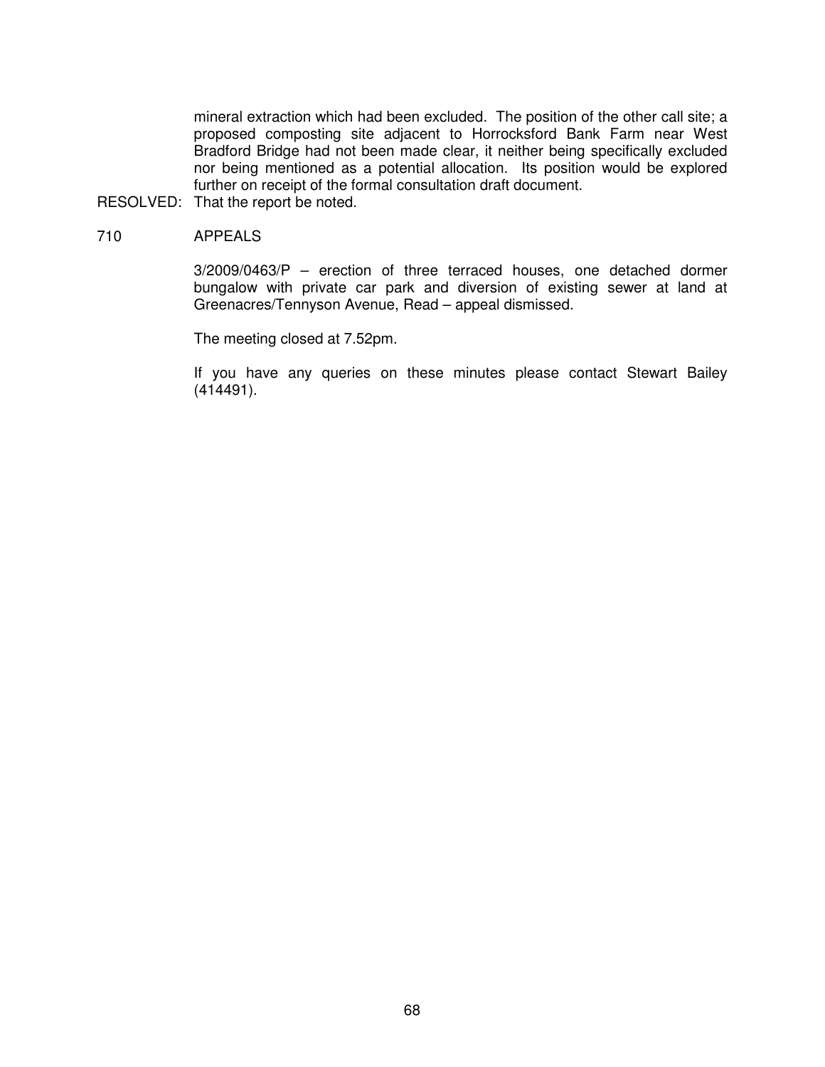mineral extraction which had been excluded. The position of the other call site; a proposed composting site adjacent to Horrocksford Bank Farm near West Bradford Bridge had not been made clear, it neither being specifically excluded nor being mentioned as a potential allocation. Its position would be explored further on receipt of the formal consultation draft document.

RESOLVED: That the report be noted.

710 APPEALS

3/2009/0463/P – erection of three terraced houses, one detached dormer bungalow with private car park and diversion of existing sewer at land at Greenacres/Tennyson Avenue, Read – appeal dismissed.

The meeting closed at 7.52pm.

If you have any queries on these minutes please contact Stewart Bailey (414491).